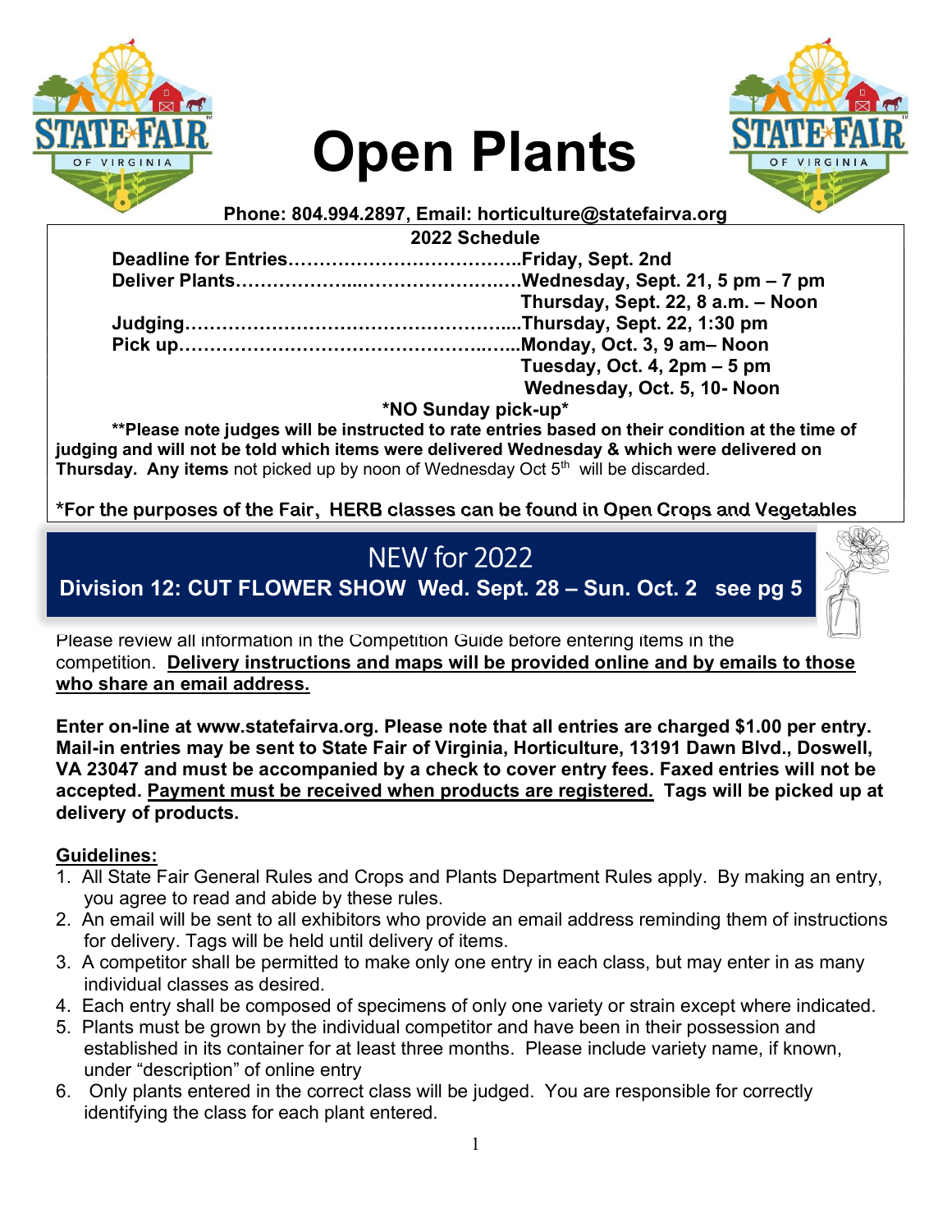# Open Plants

**Phone: 804.994.2897, Email: horticulture@statefairva.org**

**2022 Schedule**

**Deadline for Entries……………………………….Friday, Sept. 2nd**
**Deliver Plants……………...……………………..Wednesday, Sept. 21, 5 pm – 7 pm**
**Thursday, Sept. 22, 8 a.m. – Noon**
**Judging……………………………………………...Thursday, Sept. 22, 1:30 pm**
**Pick up………………………………………….…..Monday, Oct. 3, 9 am– Noon**
**Tuesday, Oct. 4, 2pm – 5 pm**
**Wednesday, Oct. 5, 10- Noon**

***NO Sunday pick-up***

**\*\*Please note judges will be instructed to rate entries based on their condition at the time of judging and will not be told which items were delivered Wednesday & which were delivered on Thursday. Any items** not picked up by noon of Wednesday Oct 5th will be discarded.

**\*For the purposes of the Fair, HERB classes can be found in Open Crops and Vegetables**

## NEW for 2022

**Division 12: CUT FLOWER SHOW Wed. Sept. 28 – Sun. Oct. 2 see pg 5**

Please review all information in the Competition Guide before entering items in the competition. **Delivery instructions and maps will be provided online and by emails to those who share an email address.**

**Enter on-line at www.statefairva.org. Please note that all entries are charged $1.00 per entry. Mail-in entries may be sent to State Fair of Virginia, Horticulture, 13191 Dawn Blvd., Doswell, VA 23047 and must be accompanied by a check to cover entry fees. Faxed entries will not be accepted. Payment must be received when products are registered. Tags will be picked up at delivery of products.**

**Guidelines:**

1. All State Fair General Rules and Crops and Plants Department Rules apply. By making an entry, you agree to read and abide by these rules.
2. An email will be sent to all exhibitors who provide an email address reminding them of instructions for delivery. Tags will be held until delivery of items.
3. A competitor shall be permitted to make only one entry in each class, but may enter in as many individual classes as desired.
4. Each entry shall be composed of specimens of only one variety or strain except where indicated.
5. Plants must be grown by the individual competitor and have been in their possession and established in its container for at least three months. Please include variety name, if known, under "description" of online entry
6. Only plants entered in the correct class will be judged. You are responsible for correctly identifying the class for each plant entered.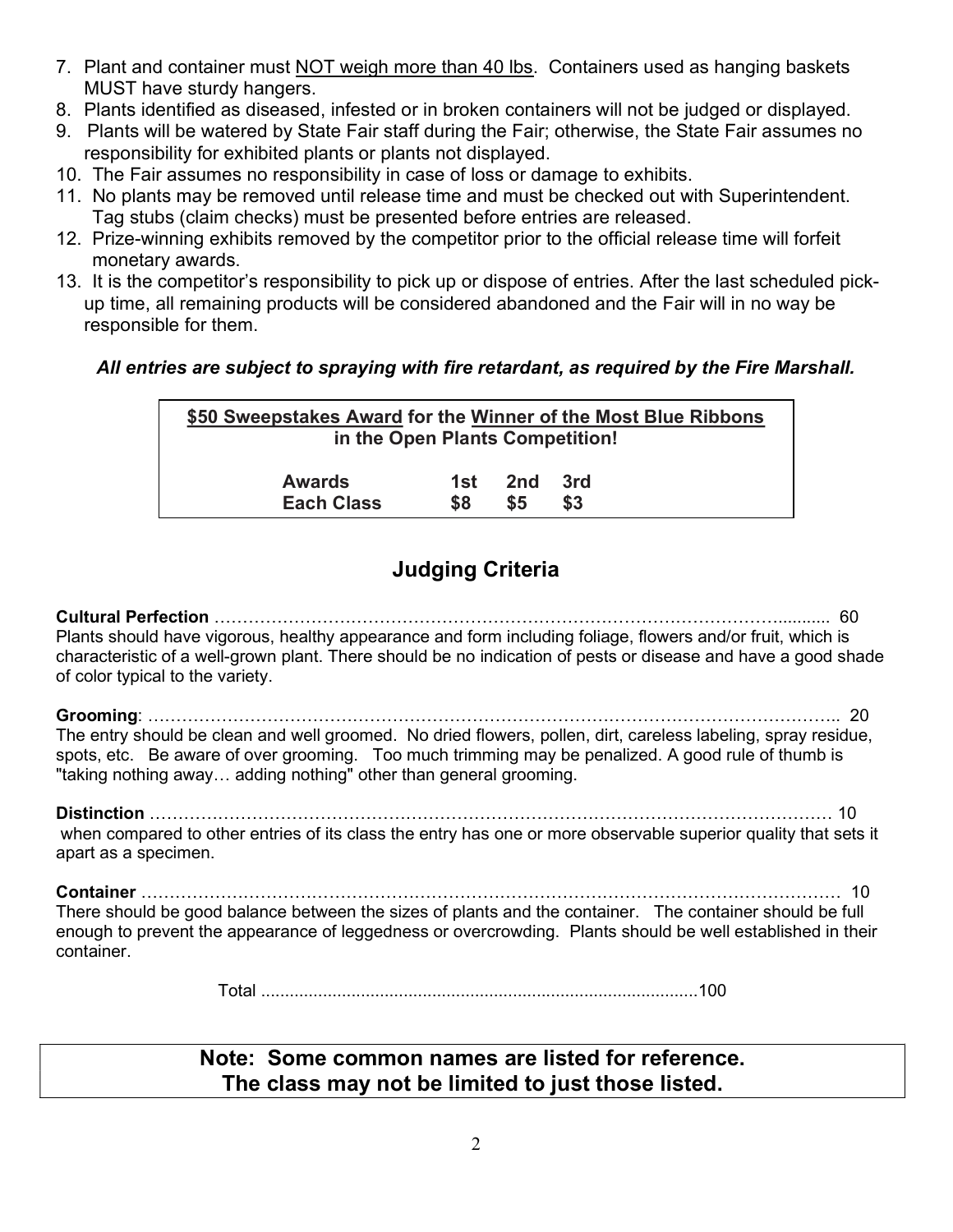7. Plant and container must <u>NOT weigh more than 40 lbs</u>. Containers used as hanging baskets MUST have sturdy hangers.
8. Plants identified as diseased, infested or in broken containers will not be judged or displayed.
9. Plants will be watered by State Fair staff during the Fair; otherwise, the State Fair assumes no responsibility for exhibited plants or plants not displayed.
10. The Fair assumes no responsibility in case of loss or damage to exhibits.
11. No plants may be removed until release time and must be checked out with Superintendent. Tag stubs (claim checks) must be presented before entries are released.
12. Prize-winning exhibits removed by the competitor prior to the official release time will forfeit monetary awards.
13. It is the competitor's responsibility to pick up or dispose of entries. After the last scheduled pick-up time, all remaining products will be considered abandoned and the Fair will in no way be responsible for them.

***All entries are subject to spraying with fire retardant, as required by the Fire Marshall.***

**<u>$50 Sweepstakes Award</u> for the <u>Winner of the Most Blue Ribbons</u> in the Open Plants Competition!**

| Awards | 1st | 2nd | 3rd |
|---|---|---|---|
| Each Class | $8 | $5 | $3 |

## Judging Criteria

**Cultural Perfection** ............................................................ 60
Plants should have vigorous, healthy appearance and form including foliage, flowers and/or fruit, which is characteristic of a well-grown plant. There should be no indication of pests or disease and have a good shade of color typical to the variety.

**Grooming**: ............................................................ 20
The entry should be clean and well groomed. No dried flowers, pollen, dirt, careless labeling, spray residue, spots, etc. Be aware of over grooming. Too much trimming may be penalized. A good rule of thumb is "taking nothing away… adding nothing" other than general grooming.

**Distinction** ............................................................ 10
when compared to other entries of its class the entry has one or more observable superior quality that sets it apart as a specimen.

**Container** ............................................................ 10
There should be good balance between the sizes of plants and the container. The container should be full enough to prevent the appearance of leggedness or overcrowding. Plants should be well established in their container.

Total ............................................................100

**Note: Some common names are listed for reference. The class may not be limited to just those listed.**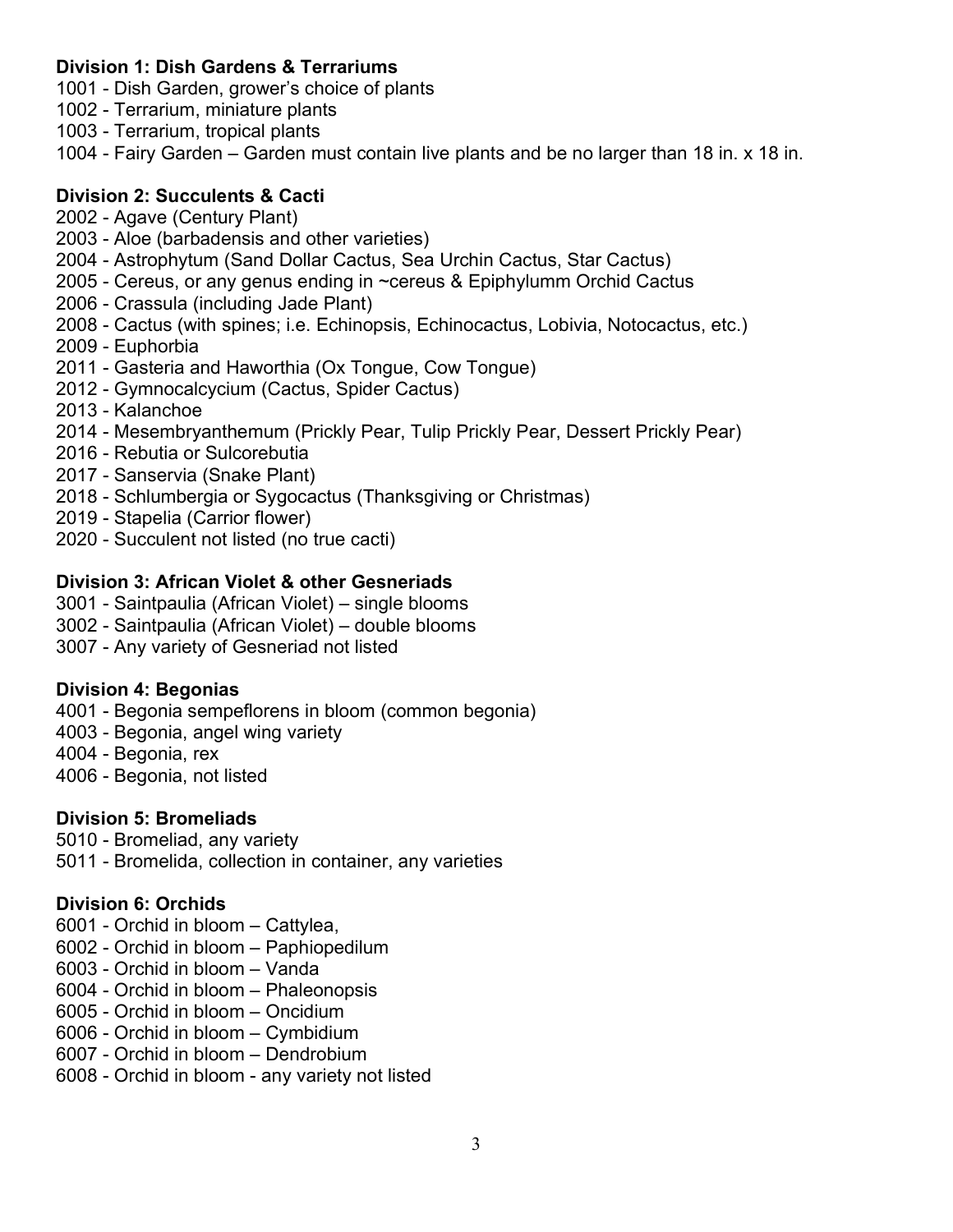**Division 1: Dish Gardens & Terrariums**

1001 - Dish Garden, grower's choice of plants
1002 - Terrarium, miniature plants
1003 - Terrarium, tropical plants
1004 - Fairy Garden – Garden must contain live plants and be no larger than 18 in. x 18 in.

**Division 2: Succulents & Cacti**

2002 - Agave (Century Plant)
2003 - Aloe (barbadensis and other varieties)
2004 - Astrophytum (Sand Dollar Cactus, Sea Urchin Cactus, Star Cactus)
2005 - Cereus, or any genus ending in ~cereus & Epiphylumm Orchid Cactus
2006 - Crassula (including Jade Plant)
2008 - Cactus (with spines; i.e. Echinopsis, Echinocactus, Lobivia, Notocactus, etc.)
2009 - Euphorbia
2011 - Gasteria and Haworthia (Ox Tongue, Cow Tongue)
2012 - Gymnocalcycium (Cactus, Spider Cactus)
2013 - Kalanchoe
2014 - Mesembryanthemum (Prickly Pear, Tulip Prickly Pear, Dessert Prickly Pear)
2016 - Rebutia or Sulcorebutia
2017 - Sanservia (Snake Plant)
2018 - Schlumbergia or Sygocactus (Thanksgiving or Christmas)
2019 - Stapelia (Carrior flower)
2020 - Succulent not listed (no true cacti)

**Division 3: African Violet & other Gesneriads**

3001 - Saintpaulia (African Violet) – single blooms
3002 - Saintpaulia (African Violet) – double blooms
3007 - Any variety of Gesneriad not listed

**Division 4: Begonias**

4001 - Begonia sempeflorens in bloom (common begonia)
4003 - Begonia, angel wing variety
4004 - Begonia, rex
4006 - Begonia, not listed

**Division 5: Bromeliads**

5010 - Bromeliad, any variety
5011 - Bromelida, collection in container, any varieties

**Division 6: Orchids**

6001 - Orchid in bloom – Cattylea,
6002 - Orchid in bloom – Paphiopedilum
6003 - Orchid in bloom – Vanda
6004 - Orchid in bloom – Phaleonopsis
6005 - Orchid in bloom – Oncidium
6006 - Orchid in bloom – Cymbidium
6007 - Orchid in bloom – Dendrobium
6008 - Orchid in bloom - any variety not listed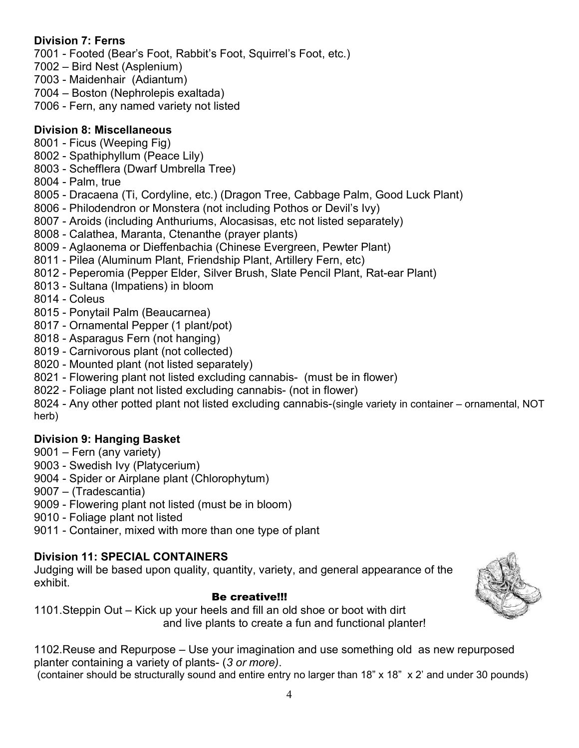**Division 7: Ferns**

7001 - Footed (Bear's Foot, Rabbit's Foot, Squirrel's Foot, etc.)
7002 – Bird Nest (Asplenium)
7003 - Maidenhair (Adiantum)
7004 – Boston (Nephrolepis exaltada)
7006 - Fern, any named variety not listed

**Division 8: Miscellaneous**

8001 - Ficus (Weeping Fig)
8002 - Spathiphyllum (Peace Lily)
8003 - Schefflera (Dwarf Umbrella Tree)
8004 - Palm, true
8005 - Dracaena (Ti, Cordyline, etc.) (Dragon Tree, Cabbage Palm, Good Luck Plant)
8006 - Philodendron or Monstera (not including Pothos or Devil's Ivy)
8007 - Aroids (including Anthuriums, Alocasisas, etc not listed separately)
8008 - Calathea, Maranta, Ctenanthe (prayer plants)
8009 - Aglaonema or Dieffenbachia (Chinese Evergreen, Pewter Plant)
8011 - Pilea (Aluminum Plant, Friendship Plant, Artillery Fern, etc)
8012 - Peperomia (Pepper Elder, Silver Brush, Slate Pencil Plant, Rat-ear Plant)
8013 - Sultana (Impatiens) in bloom
8014 - Coleus
8015 - Ponytail Palm (Beaucarnea)
8017 - Ornamental Pepper (1 plant/pot)
8018 - Asparagus Fern (not hanging)
8019 - Carnivorous plant (not collected)
8020 - Mounted plant (not listed separately)
8021 - Flowering plant not listed excluding cannabis- (must be in flower)
8022 - Foliage plant not listed excluding cannabis- (not in flower)
8024 - Any other potted plant not listed excluding cannabis-(single variety in container – ornamental, NOT herb)

**Division 9: Hanging Basket**

9001 – Fern (any variety)
9003 - Swedish Ivy (Platycerium)
9004 - Spider or Airplane plant (Chlorophytum)
9007 – (Tradescantia)
9009 - Flowering plant not listed (must be in bloom)
9010 - Foliage plant not listed
9011 - Container, mixed with more than one type of plant

**Division 11: SPECIAL CONTAINERS**

Judging will be based upon quality, quantity, variety, and general appearance of the exhibit.

**Be creative!!!**

1101.Steppin Out – Kick up your heels and fill an old shoe or boot with dirt and live plants to create a fun and functional planter!

1102.Reuse and Repurpose – Use your imagination and use something old as new repurposed planter containing a variety of plants- (*3 or more)*.
(container should be structurally sound and entire entry no larger than 18" x 18" x 2' and under 30 pounds)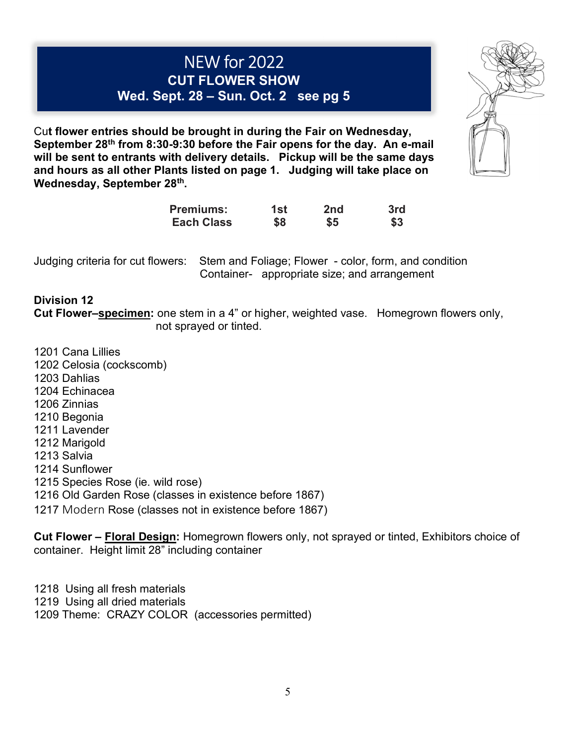# NEW for 2022

## CUT FLOWER SHOW

**Wed. Sept. 28 – Sun. Oct. 2 see pg 5**

Cu**t flower entries should be brought in during the Fair on Wednesday, September 28th from 8:30-9:30 before the Fair opens for the day. An e-mail will be sent to entrants with delivery details. Pickup will be the same days and hours as all other Plants listed on page 1. Judging will take place on Wednesday, September 28th.**

| Premiums: | 1st | 2nd | 3rd |
|---|---|---|---|
| Each Class | $8 | $5 | $3 |

Judging criteria for cut flowers: Stem and Foliage; Flower - color, form, and condition
Container- appropriate size; and arrangement

**Division 12**

**Cut Flower–specimen:** one stem in a 4" or higher, weighted vase. Homegrown flowers only, not sprayed or tinted.

1201 Cana Lillies
1202 Celosia (cockscomb)
1203 Dahlias
1204 Echinacea
1206 Zinnias
1210 Begonia
1211 Lavender
1212 Marigold
1213 Salvia
1214 Sunflower
1215 Species Rose (ie. wild rose)
1216 Old Garden Rose (classes in existence before 1867)
1217 Modern Rose (classes not in existence before 1867)

**Cut Flower – Floral Design:** Homegrown flowers only, not sprayed or tinted, Exhibitors choice of container. Height limit 28" including container

1218 Using all fresh materials
1219 Using all dried materials
1209 Theme: CRAZY COLOR (accessories permitted)